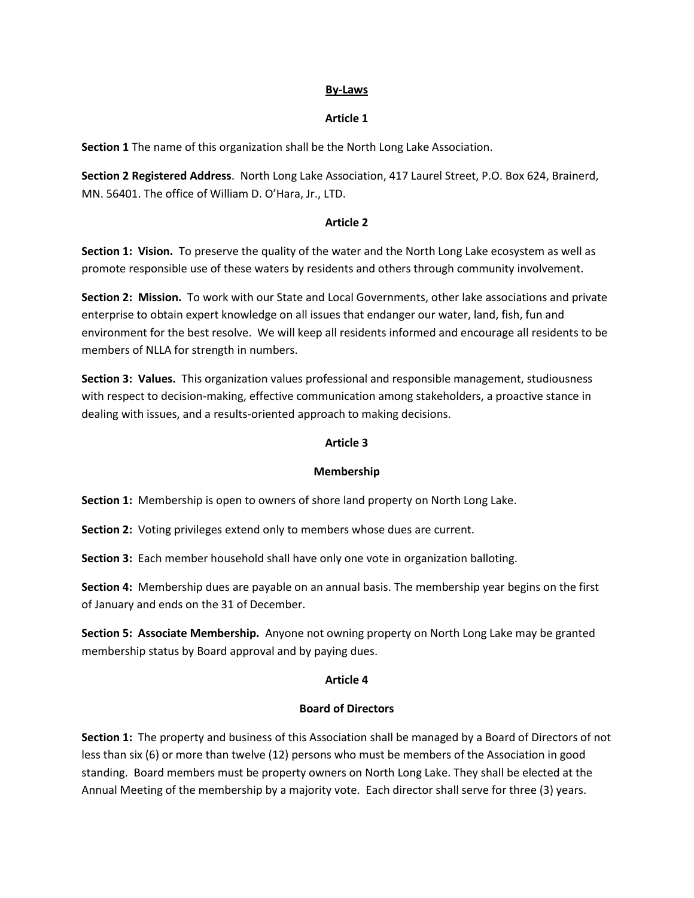# By-Laws

## Article 1

**Section 1** The name of this organization shall be the North Long Lake Association.

**Section 2 Registered Address**. North Long Lake Association, 417 Laurel Street, P.O. Box 624, Brainerd, MN. 56401. The office of William D. O'Hara, Jr., LTD.

## Article 2

**Section 1: Vision.** To preserve the quality of the water and the North Long Lake ecosystem as well as promote responsible use of these waters by residents and others through community involvement.

**Section 2: Mission.** To work with our State and Local Governments, other lake associations and private enterprise to obtain expert knowledge on all issues that endanger our water, land, fish, fun and environment for the best resolve. We will keep all residents informed and encourage all residents to be members of NLLA for strength in numbers.

**Section 3: Values.** This organization values professional and responsible management, studiousness with respect to decision-making, effective communication among stakeholders, a proactive stance in dealing with issues, and a results-oriented approach to making decisions.

## Article 3

### Membership

**Section 1:** Membership is open to owners of shore land property on North Long Lake.

**Section 2:** Voting privileges extend only to members whose dues are current.

**Section 3:** Each member household shall have only one vote in organization balloting.

**Section 4:** Membership dues are payable on an annual basis. The membership year begins on the first of January and ends on the 31 of December.

**Section 5: Associate Membership.** Anyone not owning property on North Long Lake may be granted membership status by Board approval and by paying dues.

## Article 4

### Board of Directors

**Section 1:** The property and business of this Association shall be managed by a Board of Directors of not less than six (6) or more than twelve (12) persons who must be members of the Association in good standing. Board members must be property owners on North Long Lake. They shall be elected at the Annual Meeting of the membership by a majority vote. Each director shall serve for three (3) years.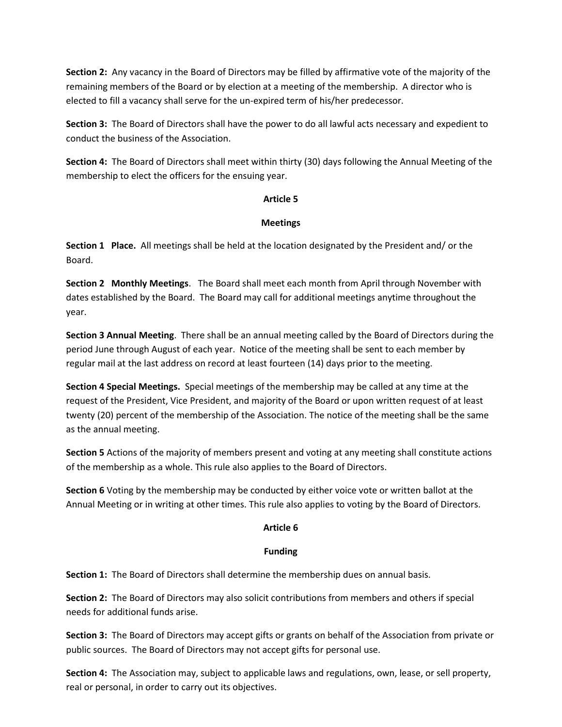**Section 2:** Any vacancy in the Board of Directors may be filled by affirmative vote of the majority of the remaining members of the Board or by election at a meeting of the membership. A director who is elected to fill a vacancy shall serve for the un-expired term of his/her predecessor.

**Section 3:** The Board of Directors shall have the power to do all lawful acts necessary and expedient to conduct the business of the Association.

**Section 4:** The Board of Directors shall meet within thirty (30) days following the Annual Meeting of the membership to elect the officers for the ensuing year.

## Article 5

## Meetings

**Section 1 Place.** All meetings shall be held at the location designated by the President and/ or the Board.

**Section 2 Monthly Meetings**. The Board shall meet each month from April through November with dates established by the Board. The Board may call for additional meetings anytime throughout the year.

**Section 3 Annual Meeting**. There shall be an annual meeting called by the Board of Directors during the period June through August of each year. Notice of the meeting shall be sent to each member by regular mail at the last address on record at least fourteen (14) days prior to the meeting.

**Section 4 Special Meetings.** Special meetings of the membership may be called at any time at the request of the President, Vice President, and majority of the Board or upon written request of at least twenty (20) percent of the membership of the Association. The notice of the meeting shall be the same as the annual meeting.

**Section 5** Actions of the majority of members present and voting at any meeting shall constitute actions of the membership as a whole. This rule also applies to the Board of Directors.

**Section 6** Voting by the membership may be conducted by either voice vote or written ballot at the Annual Meeting or in writing at other times. This rule also applies to voting by the Board of Directors.

## Article 6

## Funding

**Section 1:** The Board of Directors shall determine the membership dues on annual basis.

**Section 2:** The Board of Directors may also solicit contributions from members and others if special needs for additional funds arise.

**Section 3:** The Board of Directors may accept gifts or grants on behalf of the Association from private or public sources. The Board of Directors may not accept gifts for personal use.

**Section 4:** The Association may, subject to applicable laws and regulations, own, lease, or sell property, real or personal, in order to carry out its objectives.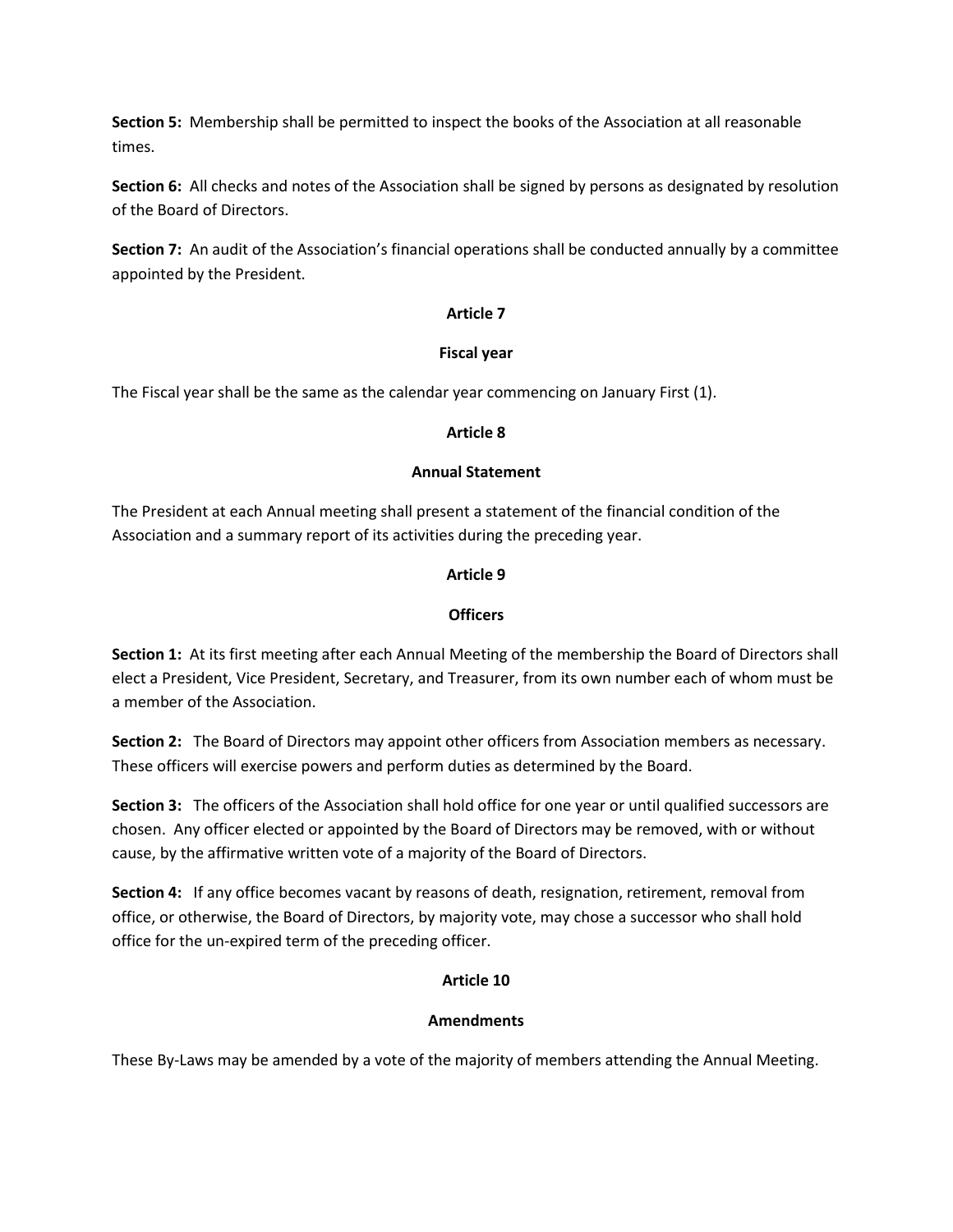**Section 5:** Membership shall be permitted to inspect the books of the Association at all reasonable times.

**Section 6:** All checks and notes of the Association shall be signed by persons as designated by resolution of the Board of Directors.

**Section 7:** An audit of the Association's financial operations shall be conducted annually by a committee appointed by the President.

## Article 7

### Fiscal year

The Fiscal year shall be the same as the calendar year commencing on January First (1).

## Article 8

### Annual Statement

The President at each Annual meeting shall present a statement of the financial condition of the Association and a summary report of its activities during the preceding year.

## Article 9

### Officers

**Section 1:** At its first meeting after each Annual Meeting of the membership the Board of Directors shall elect a President, Vice President, Secretary, and Treasurer, from its own number each of whom must be a member of the Association.

**Section 2:** The Board of Directors may appoint other officers from Association members as necessary. These officers will exercise powers and perform duties as determined by the Board.

**Section 3:** The officers of the Association shall hold office for one year or until qualified successors are chosen. Any officer elected or appointed by the Board of Directors may be removed, with or without cause, by the affirmative written vote of a majority of the Board of Directors.

**Section 4:** If any office becomes vacant by reasons of death, resignation, retirement, removal from office, or otherwise, the Board of Directors, by majority vote, may chose a successor who shall hold office for the un-expired term of the preceding officer.

## Article 10

### Amendments

These By-Laws may be amended by a vote of the majority of members attending the Annual Meeting.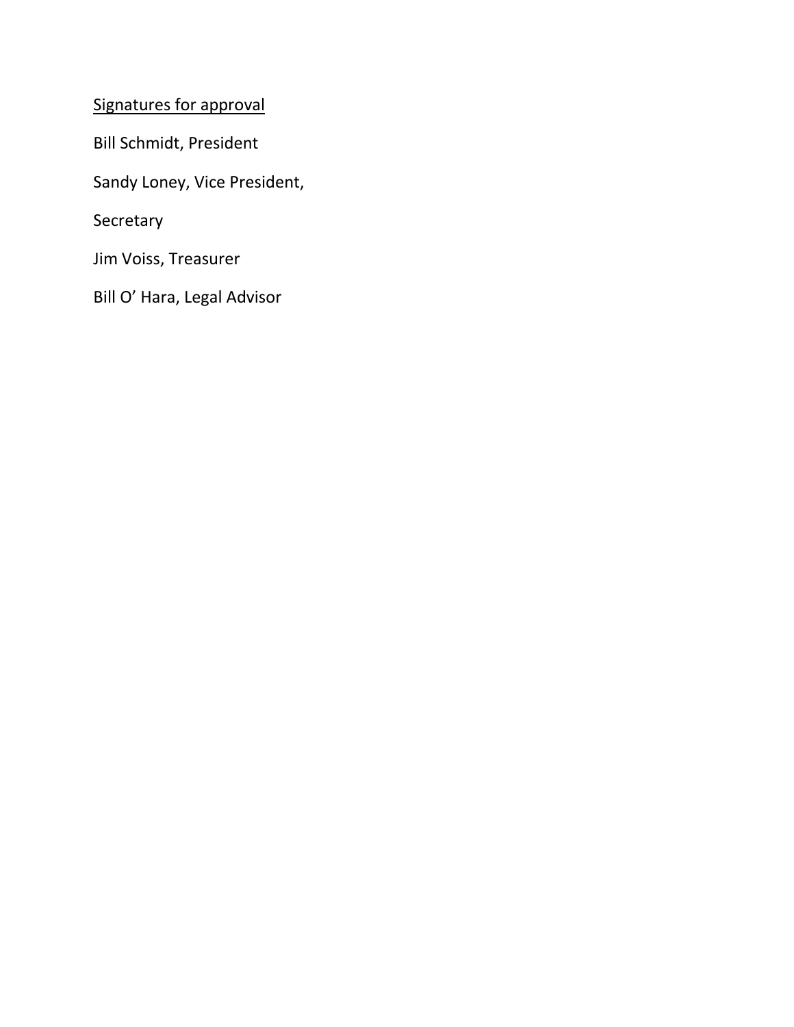<u>Signatures for approval</u>

Bill Schmidt, President

Sandy Loney, Vice President,

Secretary

Jim Voiss, Treasurer

Bill O' Hara, Legal Advisor